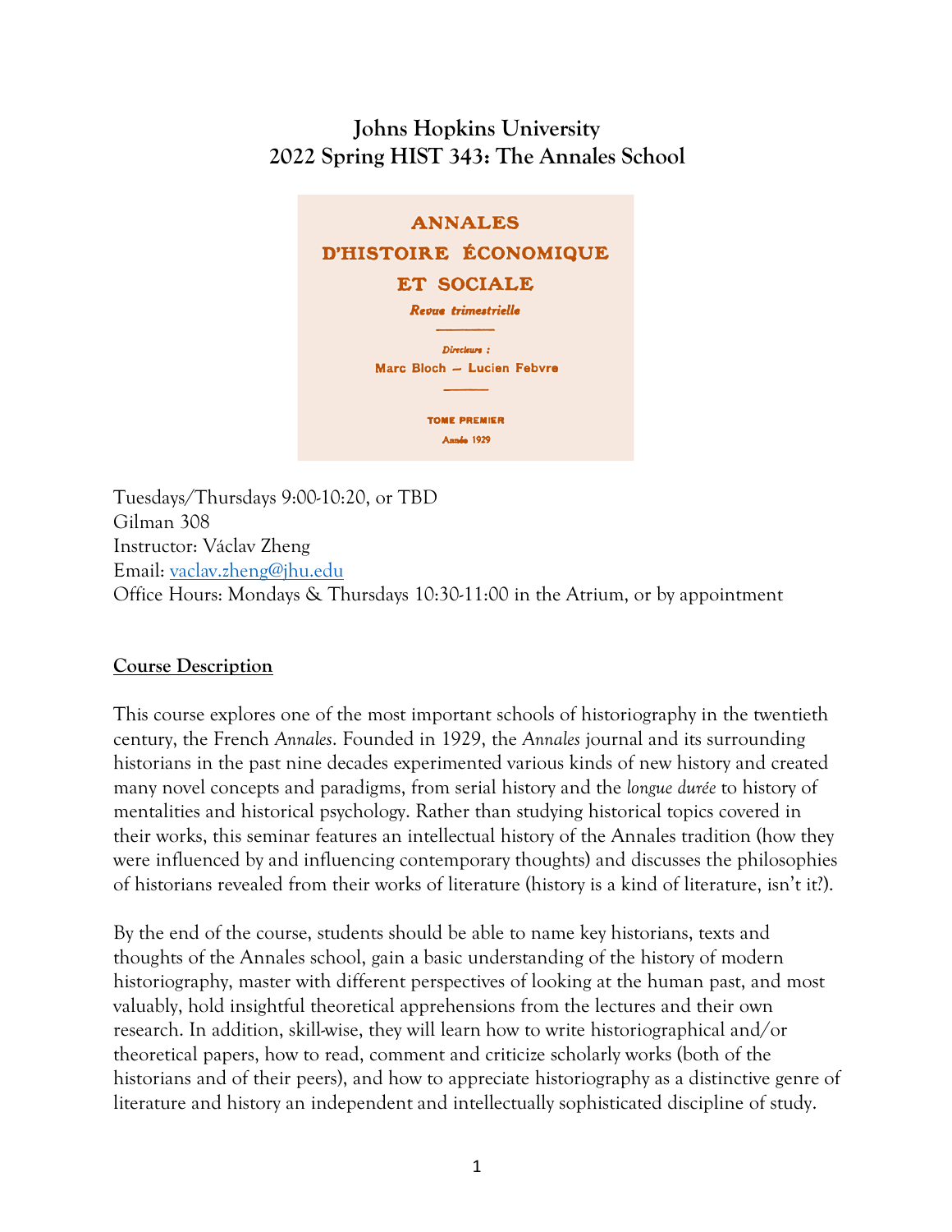# Johns Hopkins University
# 2022 Spring HIST 343: The Annales School

**ANNALES**
**D'HISTOIRE ÉCONOMIQUE**
**ET SOCIALE**

*Revue trimestrielle*

*Directeurs :*
Marc Bloch — Lucien Febvre

TOME PREMIER
Année 1929

Tuesdays/Thursdays 9:00-10:20, or TBD
Gilman 308
Instructor: Václav Zheng
Email: [vaclav.zheng@jhu.edu](mailto:vaclav.zheng@jhu.edu)
Office Hours: Mondays & Thursdays 10:30-11:00 in the Atrium, or by appointment

## Course Description

This course explores one of the most important schools of historiography in the twentieth century, the French *Annales*. Founded in 1929, the *Annales* journal and its surrounding historians in the past nine decades experimented various kinds of new history and created many novel concepts and paradigms, from serial history and the *longue durée* to history of mentalities and historical psychology. Rather than studying historical topics covered in their works, this seminar features an intellectual history of the Annales tradition (how they were influenced by and influencing contemporary thoughts) and discusses the philosophies of historians revealed from their works of literature (history is a kind of literature, isn't it?).

By the end of the course, students should be able to name key historians, texts and thoughts of the Annales school, gain a basic understanding of the history of modern historiography, master with different perspectives of looking at the human past, and most valuably, hold insightful theoretical apprehensions from the lectures and their own research. In addition, skill-wise, they will learn how to write historiographical and/or theoretical papers, how to read, comment and criticize scholarly works (both of the historians and of their peers), and how to appreciate historiography as a distinctive genre of literature and history an independent and intellectually sophisticated discipline of study.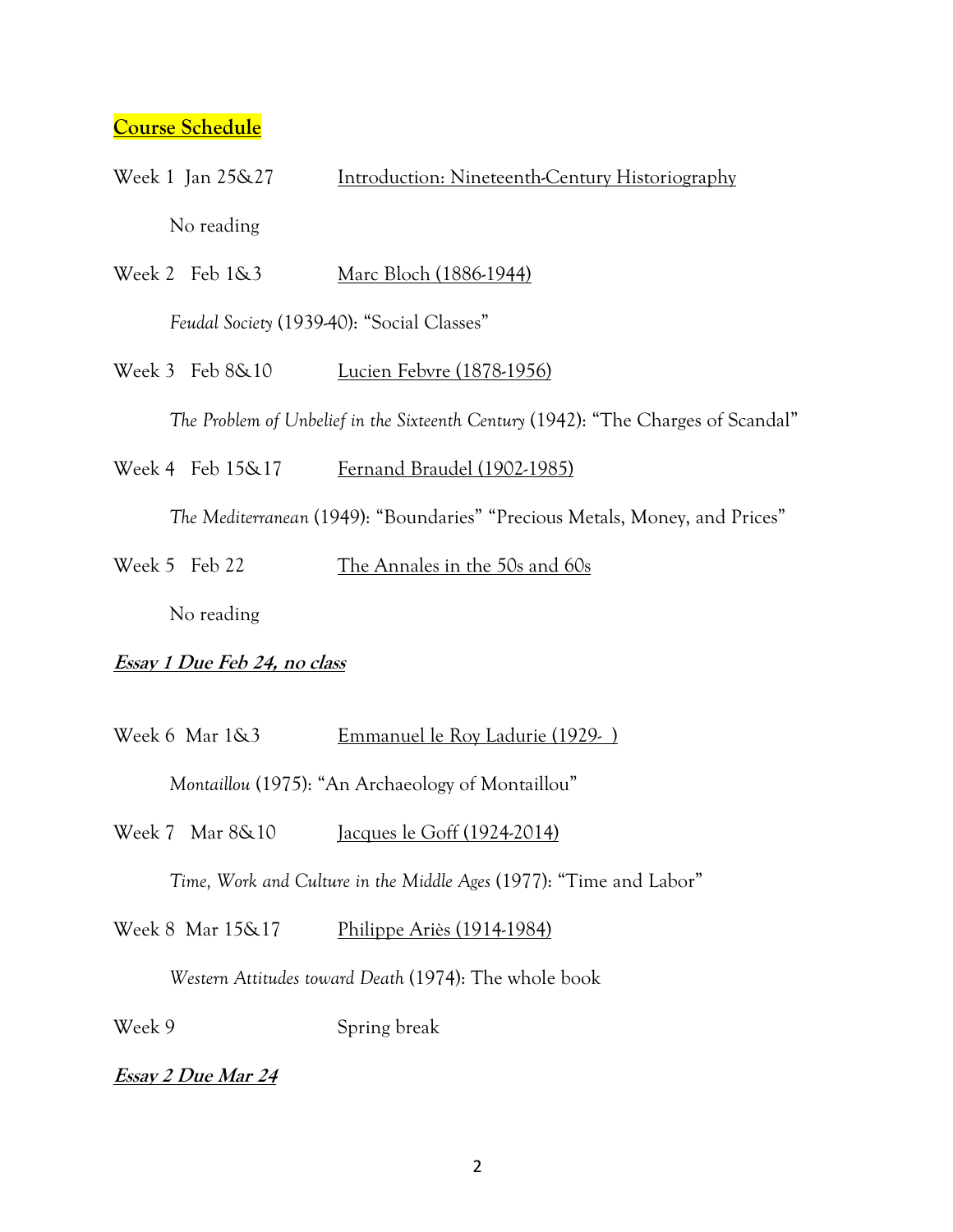## Course Schedule

Week 1 Jan 25&27 — Introduction: Nineteenth-Century Historiography

No reading

Week 2 Feb 1&3 — Marc Bloch (1886-1944)

*Feudal Society* (1939-40): "Social Classes"

Week 3 Feb 8&10 — Lucien Febvre (1878-1956)

*The Problem of Unbelief in the Sixteenth Century* (1942): "The Charges of Scandal"

Week 4 Feb 15&17 — Fernand Braudel (1902-1985)

*The Mediterranean* (1949): "Boundaries" "Precious Metals, Money, and Prices"

Week 5 Feb 22 — The Annales in the 50s and 60s

No reading

***Essay 1 Due Feb 24, no class***

Week 6 Mar 1&3 — Emmanuel le Roy Ladurie (1929- )

*Montaillou* (1975): "An Archaeology of Montaillou"

Week 7 Mar 8&10 — Jacques le Goff (1924-2014)

*Time, Work and Culture in the Middle Ages* (1977): "Time and Labor"

Week 8 Mar 15&17 — Philippe Ariès (1914-1984)

*Western Attitudes toward Death* (1974): The whole book

Week 9 — Spring break

***Essay 2 Due Mar 24***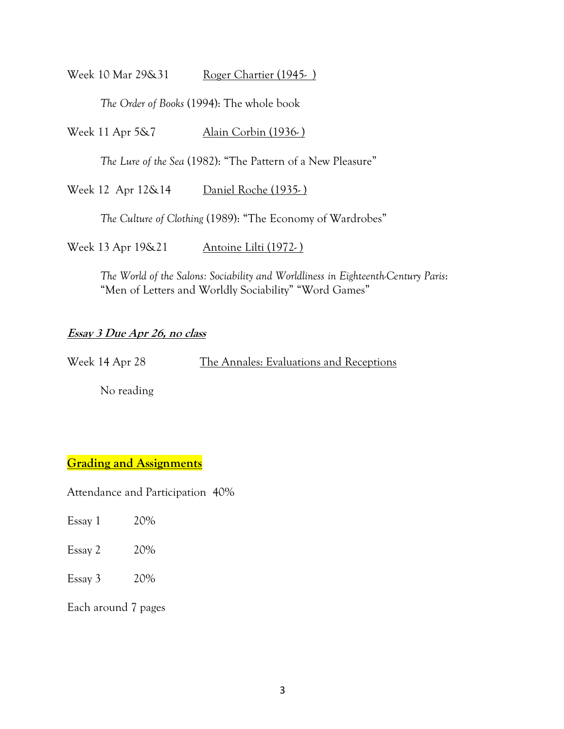Week 10 Mar 29&31 Roger Chartier (1945- )

*The Order of Books* (1994): The whole book

Week 11 Apr 5&7 Alain Corbin (1936- )

*The Lure of the Sea* (1982): “The Pattern of a New Pleasure”

Week 12 Apr 12&14 Daniel Roche (1935- )

*The Culture of Clothing* (1989): “The Economy of Wardrobes”

Week 13 Apr 19&21 Antoine Lilti (1972- )

*The World of the Salons: Sociability and Worldliness in Eighteenth-Century Paris*: “Men of Letters and Worldly Sociability” “Word Games”

***Essay 3 Due Apr 26, no class***

Week 14 Apr 28 The Annales: Evaluations and Receptions

No reading

## Grading and Assignments

Attendance and Participation 40%

Essay 1 20%

Essay 2 20%

Essay 3 20%

Each around 7 pages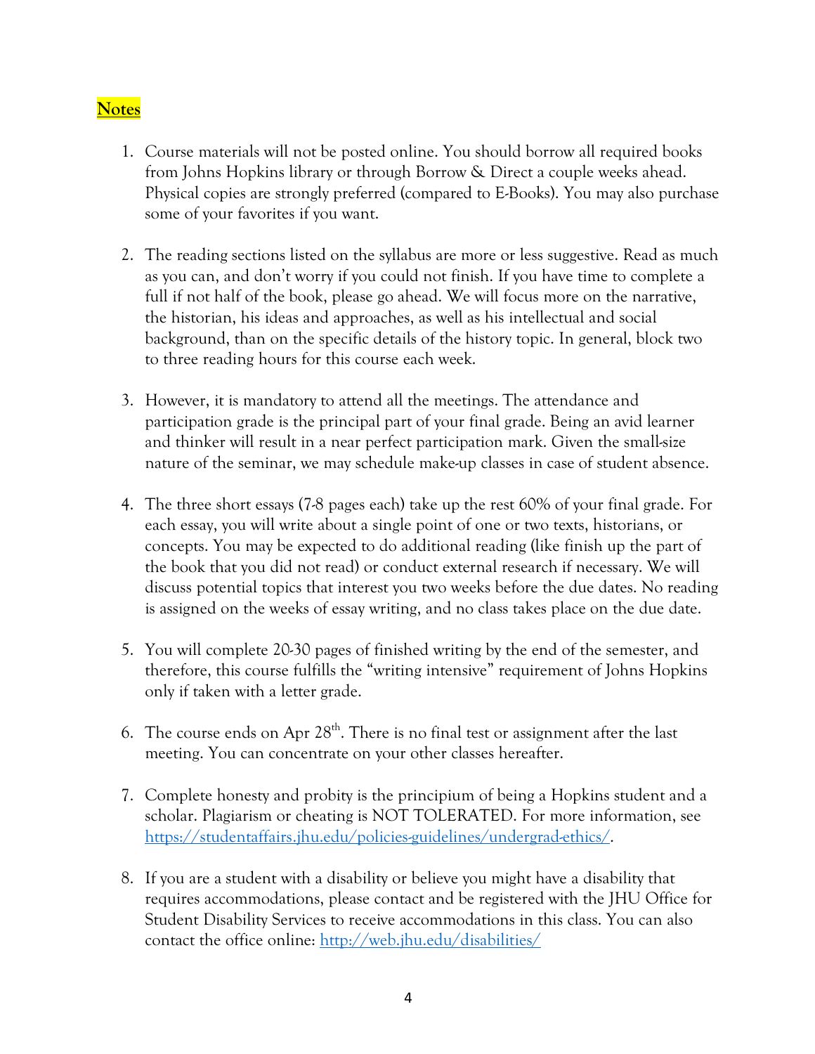## Notes

1. Course materials will not be posted online. You should borrow all required books from Johns Hopkins library or through Borrow & Direct a couple weeks ahead. Physical copies are strongly preferred (compared to E-Books). You may also purchase some of your favorites if you want.

2. The reading sections listed on the syllabus are more or less suggestive. Read as much as you can, and don't worry if you could not finish. If you have time to complete a full if not half of the book, please go ahead. We will focus more on the narrative, the historian, his ideas and approaches, as well as his intellectual and social background, than on the specific details of the history topic. In general, block two to three reading hours for this course each week.

3. However, it is mandatory to attend all the meetings. The attendance and participation grade is the principal part of your final grade. Being an avid learner and thinker will result in a near perfect participation mark. Given the small-size nature of the seminar, we may schedule make-up classes in case of student absence.

4. The three short essays (7-8 pages each) take up the rest 60% of your final grade. For each essay, you will write about a single point of one or two texts, historians, or concepts. You may be expected to do additional reading (like finish up the part of the book that you did not read) or conduct external research if necessary. We will discuss potential topics that interest you two weeks before the due dates. No reading is assigned on the weeks of essay writing, and no class takes place on the due date.

5. You will complete 20-30 pages of finished writing by the end of the semester, and therefore, this course fulfills the "writing intensive" requirement of Johns Hopkins only if taken with a letter grade.

6. The course ends on Apr 28th. There is no final test or assignment after the last meeting. You can concentrate on your other classes hereafter.

7. Complete honesty and probity is the principium of being a Hopkins student and a scholar. Plagiarism or cheating is NOT TOLERATED. For more information, see https://studentaffairs.jhu.edu/policies-guidelines/undergrad-ethics/.

8. If you are a student with a disability or believe you might have a disability that requires accommodations, please contact and be registered with the JHU Office for Student Disability Services to receive accommodations in this class. You can also contact the office online: http://web.jhu.edu/disabilities/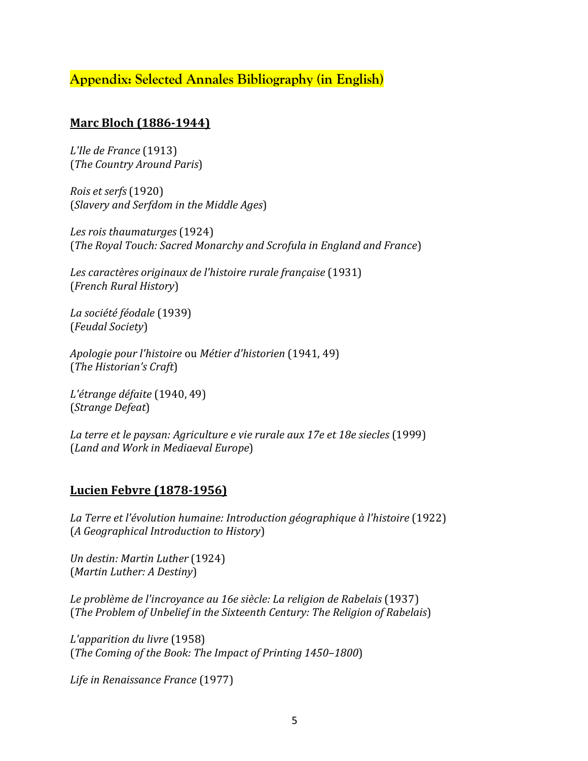# Appendix: Selected Annales Bibliography (in English)

## Marc Bloch (1886-1944)

*L'Ile de France* (1913)
(*The Country Around Paris*)

*Rois et serfs* (1920)
(*Slavery and Serfdom in the Middle Ages*)

*Les rois thaumaturges* (1924)
(*The Royal Touch: Sacred Monarchy and Scrofula in England and France*)

*Les caractères originaux de l'histoire rurale française* (1931)
(*French Rural History*)

*La société féodale* (1939)
(*Feudal Society*)

*Apologie pour l'histoire* ou *Métier d'historien* (1941, 49)
(*The Historian's Craft*)

*L'étrange défaite* (1940, 49)
(*Strange Defeat*)

*La terre et le paysan: Agriculture e vie rurale aux 17e et 18e siecles* (1999)
(*Land and Work in Mediaeval Europe*)

## Lucien Febvre (1878-1956)

*La Terre et l'évolution humaine: Introduction géographique à l'histoire* (1922)
(*A Geographical Introduction to History*)

*Un destin: Martin Luther* (1924)
(*Martin Luther: A Destiny*)

*Le problème de l'incroyance au 16e siècle: La religion de Rabelais* (1937)
(*The Problem of Unbelief in the Sixteenth Century: The Religion of Rabelais*)

*L'apparition du livre* (1958)
(*The Coming of the Book: The Impact of Printing 1450–1800*)

*Life in Renaissance France* (1977)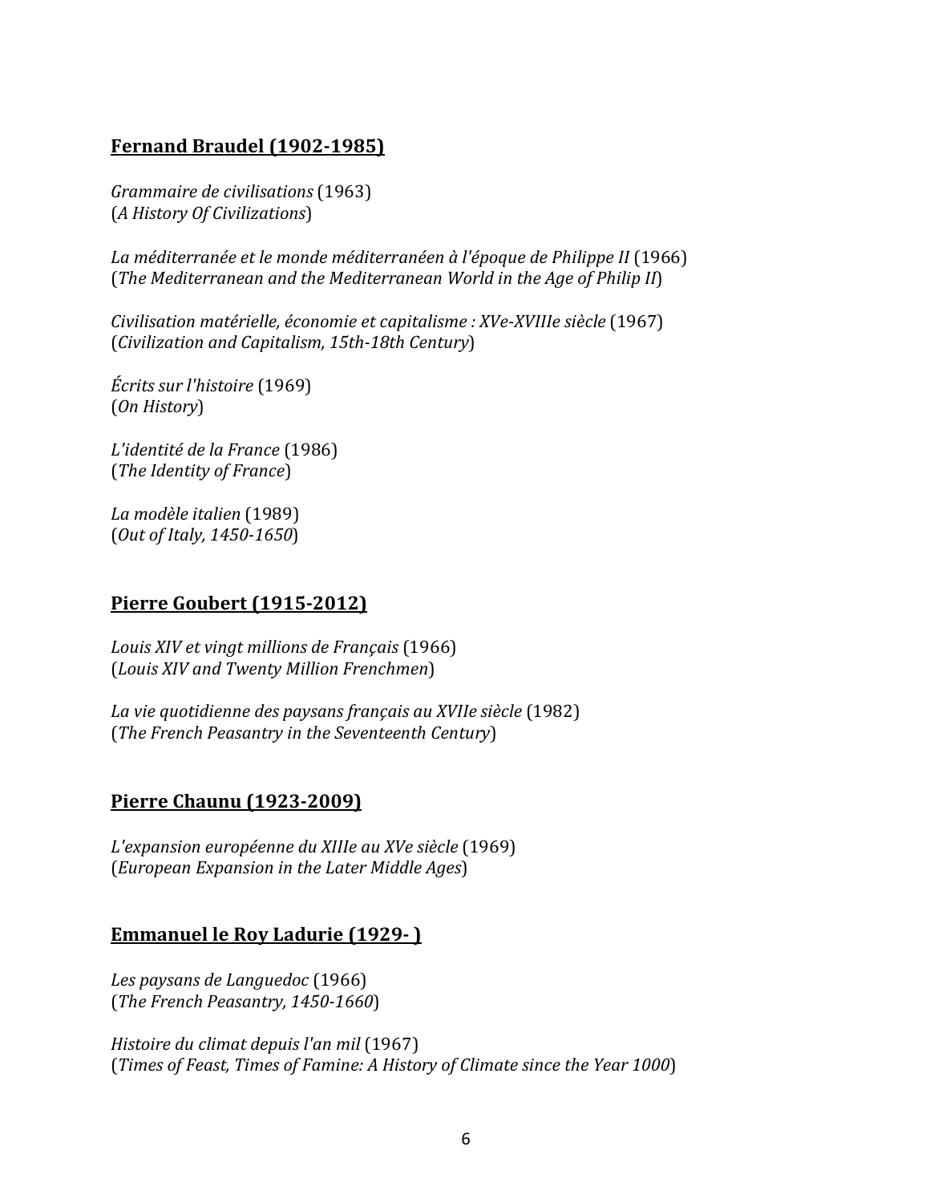## Fernand Braudel (1902-1985)

*Grammaire de civilisations* (1963)
(*A History Of Civilizations*)

*La méditerranée et le monde méditerranéen à l'époque de Philippe II* (1966)
(*The Mediterranean and the Mediterranean World in the Age of Philip II*)

*Civilisation matérielle, économie et capitalisme : XVe-XVIIIe siècle* (1967)
(*Civilization and Capitalism, 15th-18th Century*)

*Écrits sur l'histoire* (1969)
(*On History*)

*L'identité de la France* (1986)
(*The Identity of France*)

*La modèle italien* (1989)
(*Out of Italy, 1450-1650*)

## Pierre Goubert (1915-2012)

*Louis XIV et vingt millions de Français* (1966)
(*Louis XIV and Twenty Million Frenchmen*)

*La vie quotidienne des paysans français au XVIIe siècle* (1982)
(*The French Peasantry in the Seventeenth Century*)

## Pierre Chaunu (1923-2009)

*L'expansion européenne du XIIIe au XVe siècle* (1969)
(*European Expansion in the Later Middle Ages*)

## Emmanuel le Roy Ladurie (1929- )

*Les paysans de Languedoc* (1966)
(*The French Peasantry, 1450-1660*)

*Histoire du climat depuis l'an mil* (1967)
(*Times of Feast, Times of Famine: A History of Climate since the Year 1000*)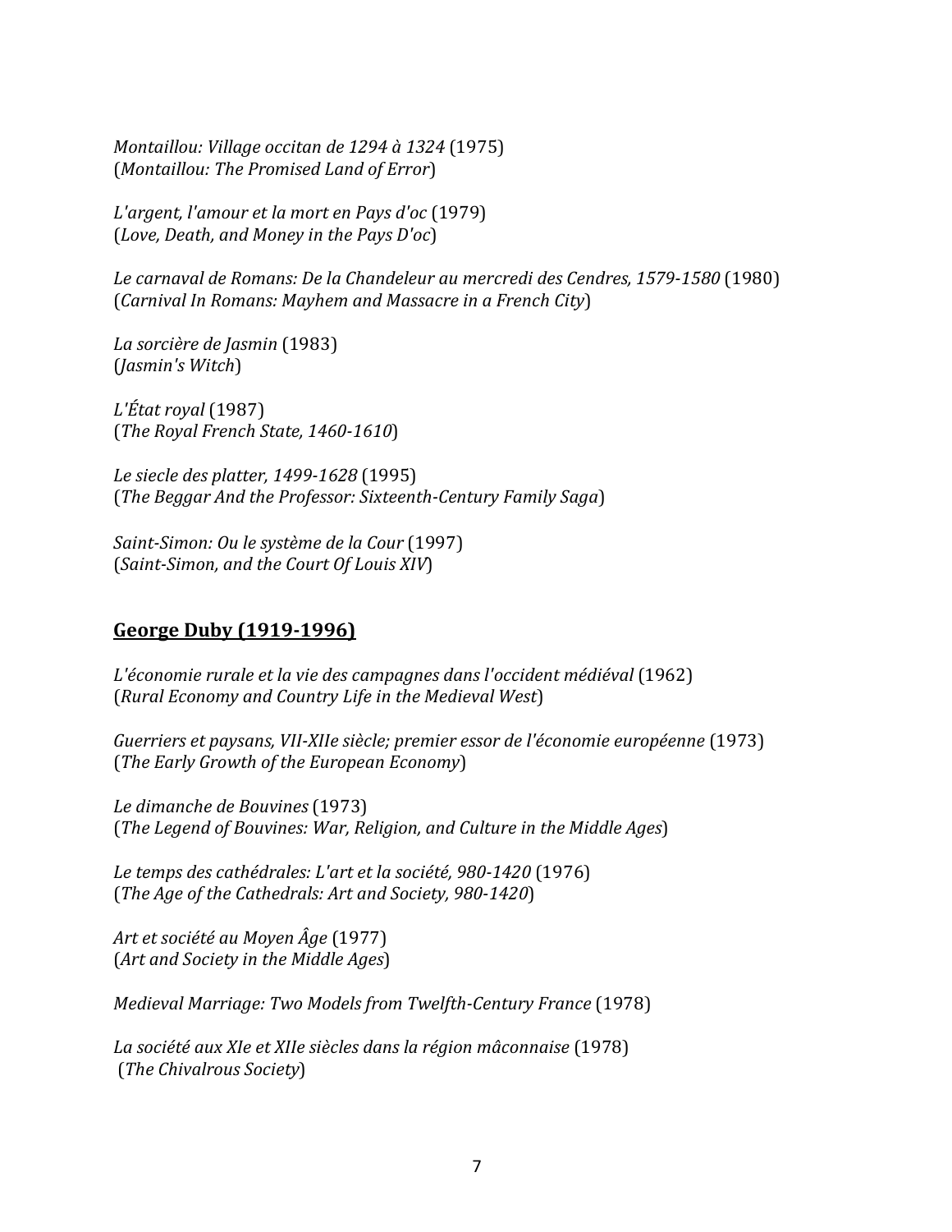*Montaillou: Village occitan de 1294 à 1324* (1975)
(*Montaillou: The Promised Land of Error*)

*L'argent, l'amour et la mort en Pays d'oc* (1979)
(*Love, Death, and Money in the Pays D'oc*)

*Le carnaval de Romans: De la Chandeleur au mercredi des Cendres, 1579-1580* (1980)
(*Carnival In Romans: Mayhem and Massacre in a French City*)

*La sorcière de Jasmin* (1983)
(*Jasmin's Witch*)

*L'État royal* (1987)
(*The Royal French State, 1460-1610*)

*Le siecle des platter, 1499-1628* (1995)
(*The Beggar And the Professor: Sixteenth-Century Family Saga*)

*Saint-Simon: Ou le système de la Cour* (1997)
(*Saint-Simon, and the Court Of Louis XIV*)

## **<u>George Duby (1919-1996)</u>**

*L'économie rurale et la vie des campagnes dans l'occident médiéval* (1962)
(*Rural Economy and Country Life in the Medieval West*)

*Guerriers et paysans, VII-XIIe siècle; premier essor de l'économie européenne* (1973)
(*The Early Growth of the European Economy*)

*Le dimanche de Bouvines* (1973)
(*The Legend of Bouvines: War, Religion, and Culture in the Middle Ages*)

*Le temps des cathédrales: L'art et la société, 980-1420* (1976)
(*The Age of the Cathedrals: Art and Society, 980-1420*)

*Art et société au Moyen Âge* (1977)
(*Art and Society in the Middle Ages*)

*Medieval Marriage: Two Models from Twelfth-Century France* (1978)

*La société aux XIe et XIIe siècles dans la région mâconnaise* (1978)
(*The Chivalrous Society*)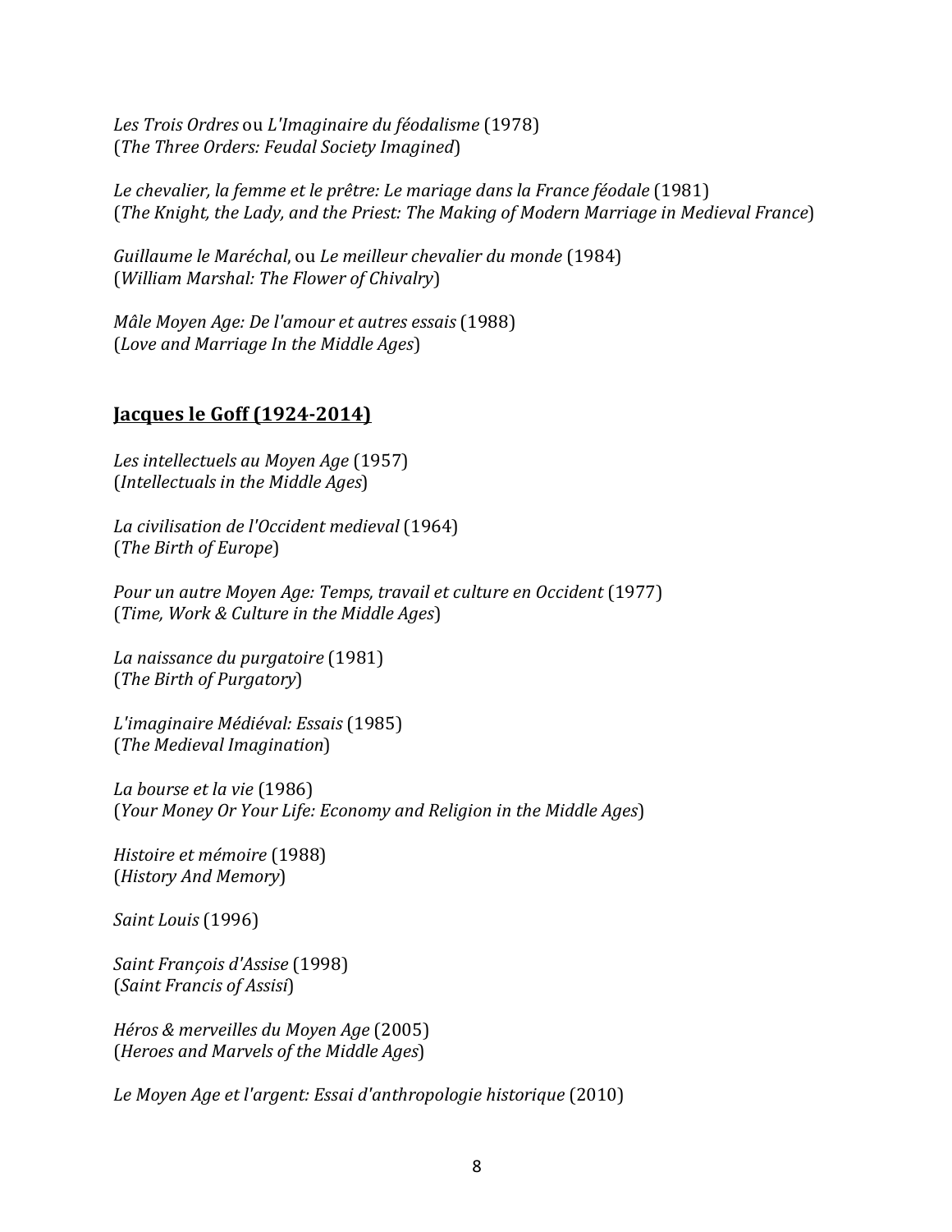*Les Trois Ordres* ou *L'Imaginaire du féodalisme* (1978)
(*The Three Orders: Feudal Society Imagined*)

*Le chevalier, la femme et le prêtre: Le mariage dans la France féodale* (1981)
(*The Knight, the Lady, and the Priest: The Making of Modern Marriage in Medieval France*)

*Guillaume le Maréchal*, ou *Le meilleur chevalier du monde* (1984)
(*William Marshal: The Flower of Chivalry*)

*Mâle Moyen Age: De l'amour et autres essais* (1988)
(*Love and Marriage In the Middle Ages*)

## Jacques le Goff (1924-2014)

*Les intellectuels au Moyen Age* (1957)
(*Intellectuals in the Middle Ages*)

*La civilisation de l'Occident medieval* (1964)
(*The Birth of Europe*)

*Pour un autre Moyen Age: Temps, travail et culture en Occident* (1977)
(*Time, Work & Culture in the Middle Ages*)

*La naissance du purgatoire* (1981)
(*The Birth of Purgatory*)

*L'imaginaire Médiéval: Essais* (1985)
(*The Medieval Imagination*)

*La bourse et la vie* (1986)
(*Your Money Or Your Life: Economy and Religion in the Middle Ages*)

*Histoire et mémoire* (1988)
(*History And Memory*)

*Saint Louis* (1996)

*Saint François d'Assise* (1998)
(*Saint Francis of Assisi*)

*Héros & merveilles du Moyen Age* (2005)
(*Heroes and Marvels of the Middle Ages*)

*Le Moyen Age et l'argent: Essai d'anthropologie historique* (2010)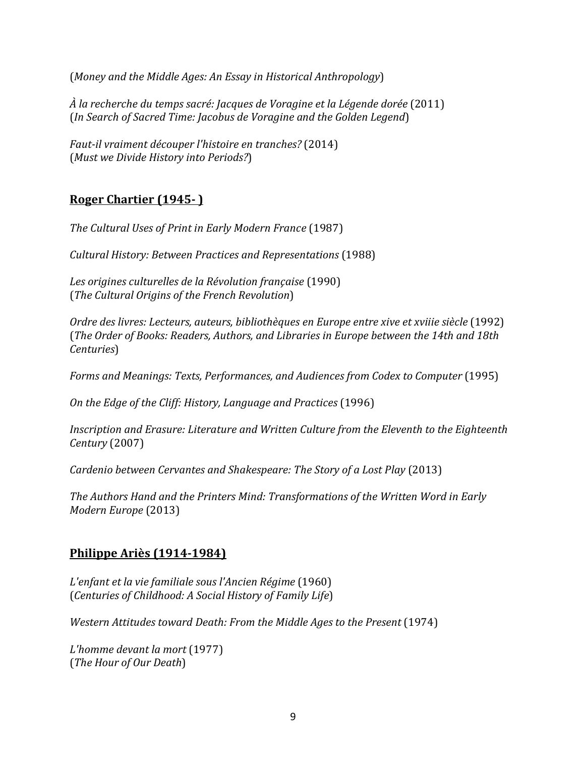(*Money and the Middle Ages: An Essay in Historical Anthropology*)

*À la recherche du temps sacré: Jacques de Voragine et la Légende dorée* (2011)
(*In Search of Sacred Time: Jacobus de Voragine and the Golden Legend*)

*Faut-il vraiment découper l'histoire en tranches?* (2014)
(*Must we Divide History into Periods?*)

## **Roger Chartier (1945- )**

*The Cultural Uses of Print in Early Modern France* (1987)

*Cultural History: Between Practices and Representations* (1988)

*Les origines culturelles de la Révolution française* (1990)
(*The Cultural Origins of the French Revolution*)

*Ordre des livres: Lecteurs, auteurs, bibliothèques en Europe entre xive et xviiie siècle* (1992)
(*The Order of Books: Readers, Authors, and Libraries in Europe between the 14th and 18th Centuries*)

*Forms and Meanings: Texts, Performances, and Audiences from Codex to Computer* (1995)

*On the Edge of the Cliff: History, Language and Practices* (1996)

*Inscription and Erasure: Literature and Written Culture from the Eleventh to the Eighteenth Century* (2007)

*Cardenio between Cervantes and Shakespeare: The Story of a Lost Play* (2013)

*The Authors Hand and the Printers Mind: Transformations of the Written Word in Early Modern Europe* (2013)

## **Philippe Ariès (1914-1984)**

*L'enfant et la vie familiale sous l'Ancien Régime* (1960)
(*Centuries of Childhood: A Social History of Family Life*)

*Western Attitudes toward Death: From the Middle Ages to the Present* (1974)

*L'homme devant la mort* (1977)
(*The Hour of Our Death*)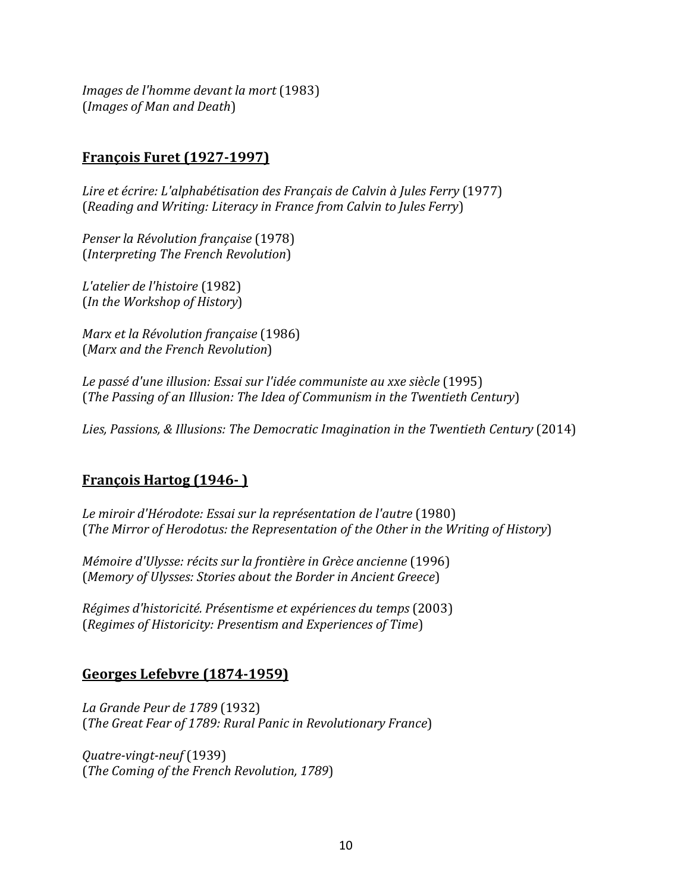*Images de l'homme devant la mort* (1983)
(*Images of Man and Death*)

## François Furet (1927-1997)

*Lire et écrire: L'alphabétisation des Français de Calvin à Jules Ferry* (1977)
(*Reading and Writing: Literacy in France from Calvin to Jules Ferry*)

*Penser la Révolution française* (1978)
(*Interpreting The French Revolution*)

*L'atelier de l'histoire* (1982)
(*In the Workshop of History*)

*Marx et la Révolution française* (1986)
(*Marx and the French Revolution*)

*Le passé d'une illusion: Essai sur l'idée communiste au xxe siècle* (1995)
(*The Passing of an Illusion: The Idea of Communism in the Twentieth Century*)

*Lies, Passions, & Illusions: The Democratic Imagination in the Twentieth Century* (2014)

## François Hartog (1946- )

*Le miroir d'Hérodote: Essai sur la représentation de l'autre* (1980)
(*The Mirror of Herodotus: the Representation of the Other in the Writing of History*)

*Mémoire d'Ulysse: récits sur la frontière in Grèce ancienne* (1996)
(*Memory of Ulysses: Stories about the Border in Ancient Greece*)

*Régimes d'historicité. Présentisme et expériences du temps* (2003)
(*Regimes of Historicity: Presentism and Experiences of Time*)

## Georges Lefebvre (1874-1959)

*La Grande Peur de 1789* (1932)
(*The Great Fear of 1789: Rural Panic in Revolutionary France*)

*Quatre-vingt-neuf* (1939)
(*The Coming of the French Revolution, 1789*)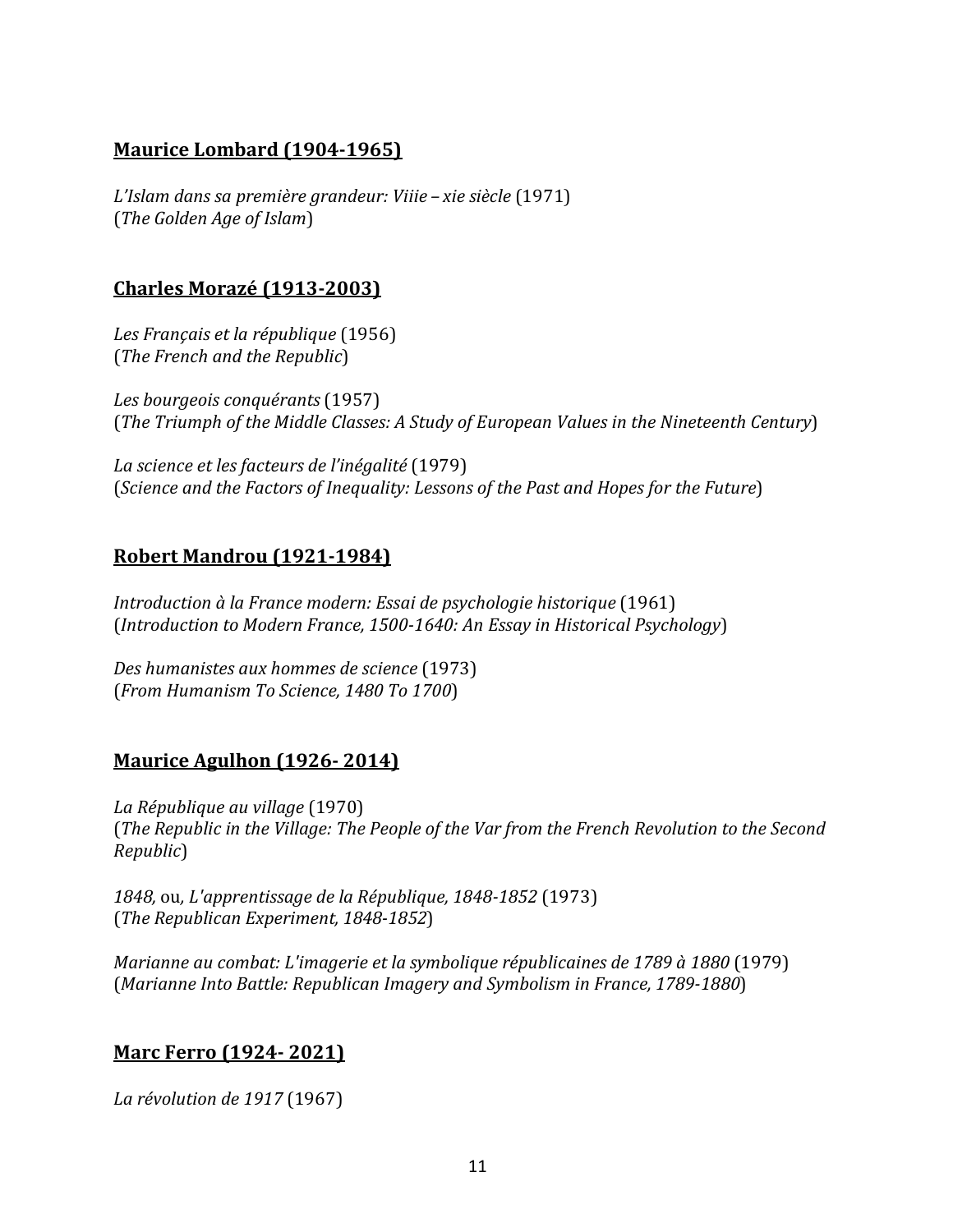**<u>Maurice Lombard (1904-1965)</u>**

*L'Islam dans sa première grandeur: Viiie – xie siècle* (1971)
(*The Golden Age of Islam*)

**<u>Charles Morazé (1913-2003)</u>**

*Les Français et la république* (1956)
(*The French and the Republic*)

*Les bourgeois conquérants* (1957)
(*The Triumph of the Middle Classes: A Study of European Values in the Nineteenth Century*)

*La science et les facteurs de l'inégalité* (1979)
(*Science and the Factors of Inequality: Lessons of the Past and Hopes for the Future*)

**<u>Robert Mandrou (1921-1984)</u>**

*Introduction à la France modern: Essai de psychologie historique* (1961)
(*Introduction to Modern France, 1500-1640: An Essay in Historical Psychology*)

*Des humanistes aux hommes de science* (1973)
(*From Humanism To Science, 1480 To 1700*)

**<u>Maurice Agulhon (1926- 2014)</u>**

*La République au village* (1970)
(*The Republic in the Village: The People of the Var from the French Revolution to the Second Republic*)

*1848,* ou, *L'apprentissage de la République, 1848-1852* (1973)
(*The Republican Experiment, 1848-1852*)

*Marianne au combat: L'imagerie et la symbolique républicaines de 1789 à 1880* (1979)
(*Marianne Into Battle: Republican Imagery and Symbolism in France, 1789-1880*)

**<u>Marc Ferro (1924- 2021)</u>**

*La révolution de 1917* (1967)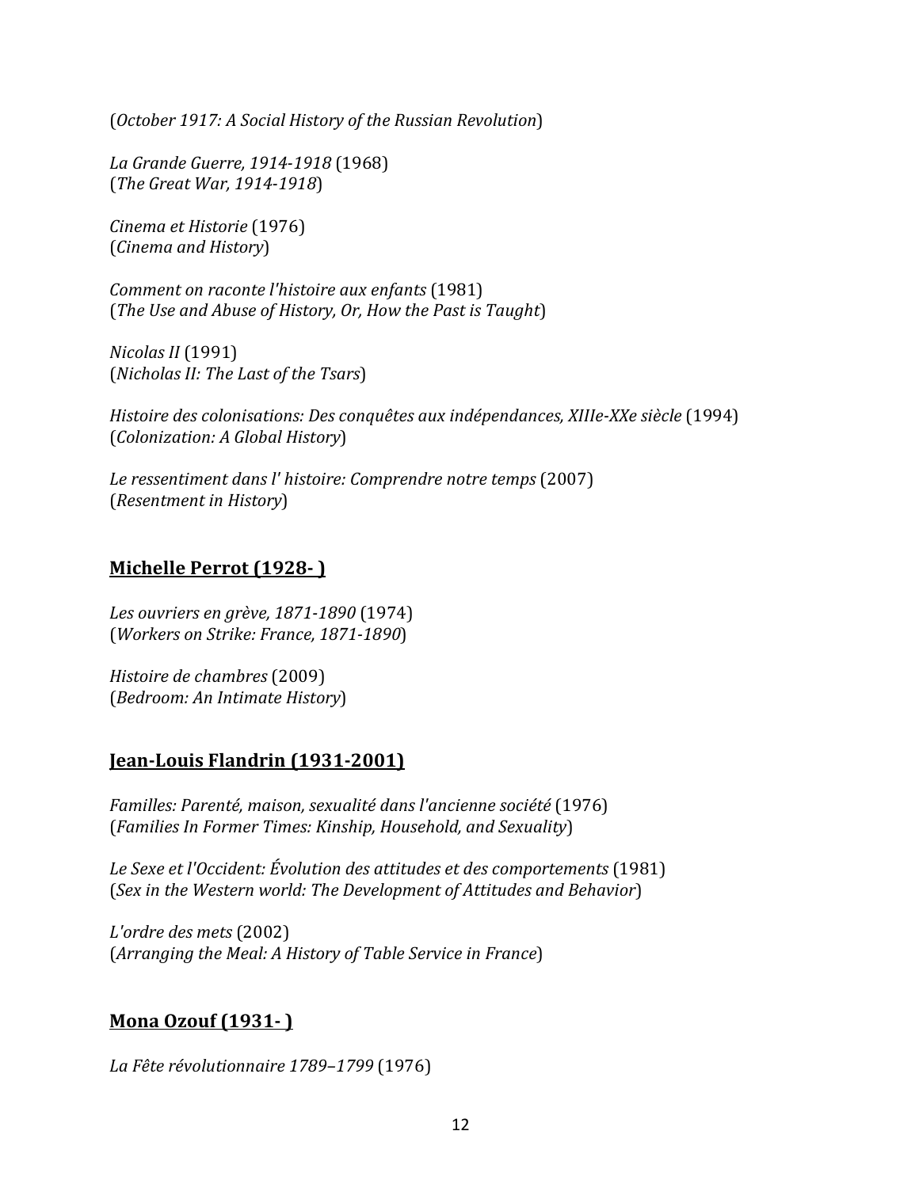(*October 1917: A Social History of the Russian Revolution*)

*La Grande Guerre, 1914-1918* (1968)
(*The Great War, 1914-1918*)

*Cinema et Historie* (1976)
(*Cinema and History*)

*Comment on raconte l'histoire aux enfants* (1981)
(*The Use and Abuse of History, Or, How the Past is Taught*)

*Nicolas II* (1991)
(*Nicholas II: The Last of the Tsars*)

*Histoire des colonisations: Des conquêtes aux indépendances, XIIIe-XXe siècle* (1994)
(*Colonization: A Global History*)

*Le ressentiment dans l' histoire: Comprendre notre temps* (2007)
(*Resentment in History*)

## Michelle Perrot (1928- )

*Les ouvriers en grève, 1871-1890* (1974)
(*Workers on Strike: France, 1871-1890*)

*Histoire de chambres* (2009)
(*Bedroom: An Intimate History*)

## Jean-Louis Flandrin (1931-2001)

*Familles: Parenté, maison, sexualité dans l'ancienne société* (1976)
(*Families In Former Times: Kinship, Household, and Sexuality*)

*Le Sexe et l'Occident: Évolution des attitudes et des comportements* (1981)
(*Sex in the Western world: The Development of Attitudes and Behavior*)

*L'ordre des mets* (2002)
(*Arranging the Meal: A History of Table Service in France*)

## Mona Ozouf (1931- )

*La Fête révolutionnaire 1789–1799* (1976)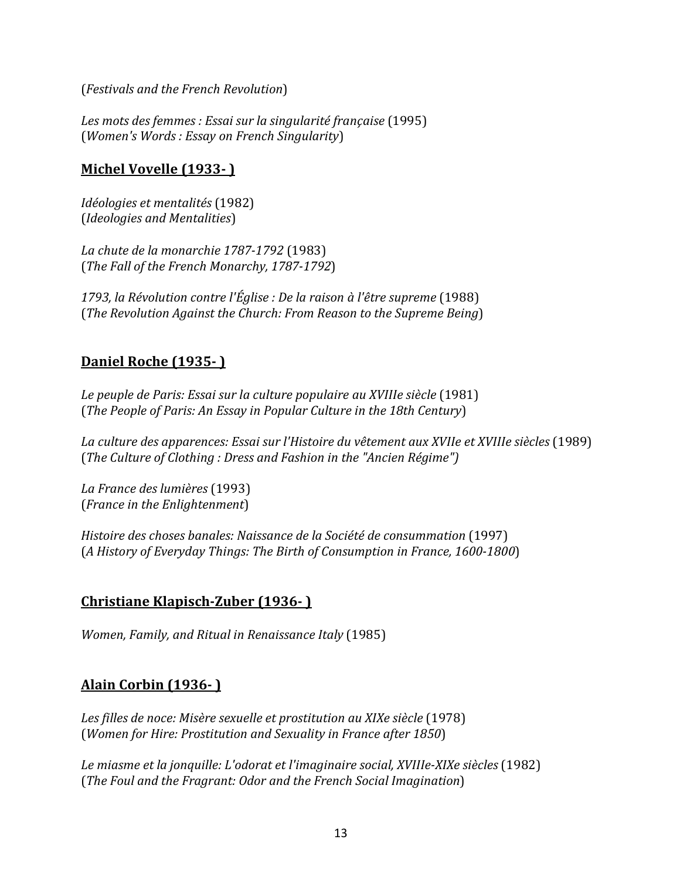(*Festivals and the French Revolution*)

*Les mots des femmes : Essai sur la singularité française* (1995)
(*Women's Words : Essay on French Singularity*)

## **Michel Vovelle (1933- )**

*Idéologies et mentalités* (1982)
(*Ideologies and Mentalities*)

*La chute de la monarchie 1787-1792* (1983)
(*The Fall of the French Monarchy, 1787-1792*)

*1793, la Révolution contre l'Église : De la raison à l'être supreme* (1988)
(*The Revolution Against the Church: From Reason to the Supreme Being*)

## **Daniel Roche (1935- )**

*Le peuple de Paris: Essai sur la culture populaire au XVIIIe siècle* (1981)
(*The People of Paris: An Essay in Popular Culture in the 18th Century*)

*La culture des apparences: Essai sur l'Histoire du vêtement aux XVIIe et XVIIIe siècles* (1989)
(*The Culture of Clothing : Dress and Fashion in the "Ancien Régime")*

*La France des lumières* (1993)
(*France in the Enlightenment*)

*Histoire des choses banales: Naissance de la Société de consummation* (1997)
(*A History of Everyday Things: The Birth of Consumption in France, 1600-1800*)

## **Christiane Klapisch-Zuber (1936- )**

*Women, Family, and Ritual in Renaissance Italy* (1985)

## **Alain Corbin (1936- )**

*Les filles de noce: Misère sexuelle et prostitution au XIXe siècle* (1978)
(*Women for Hire: Prostitution and Sexuality in France after 1850*)

*Le miasme et la jonquille: L'odorat et l'imaginaire social, XVIIIe-XIXe siècles* (1982)
(*The Foul and the Fragrant: Odor and the French Social Imagination*)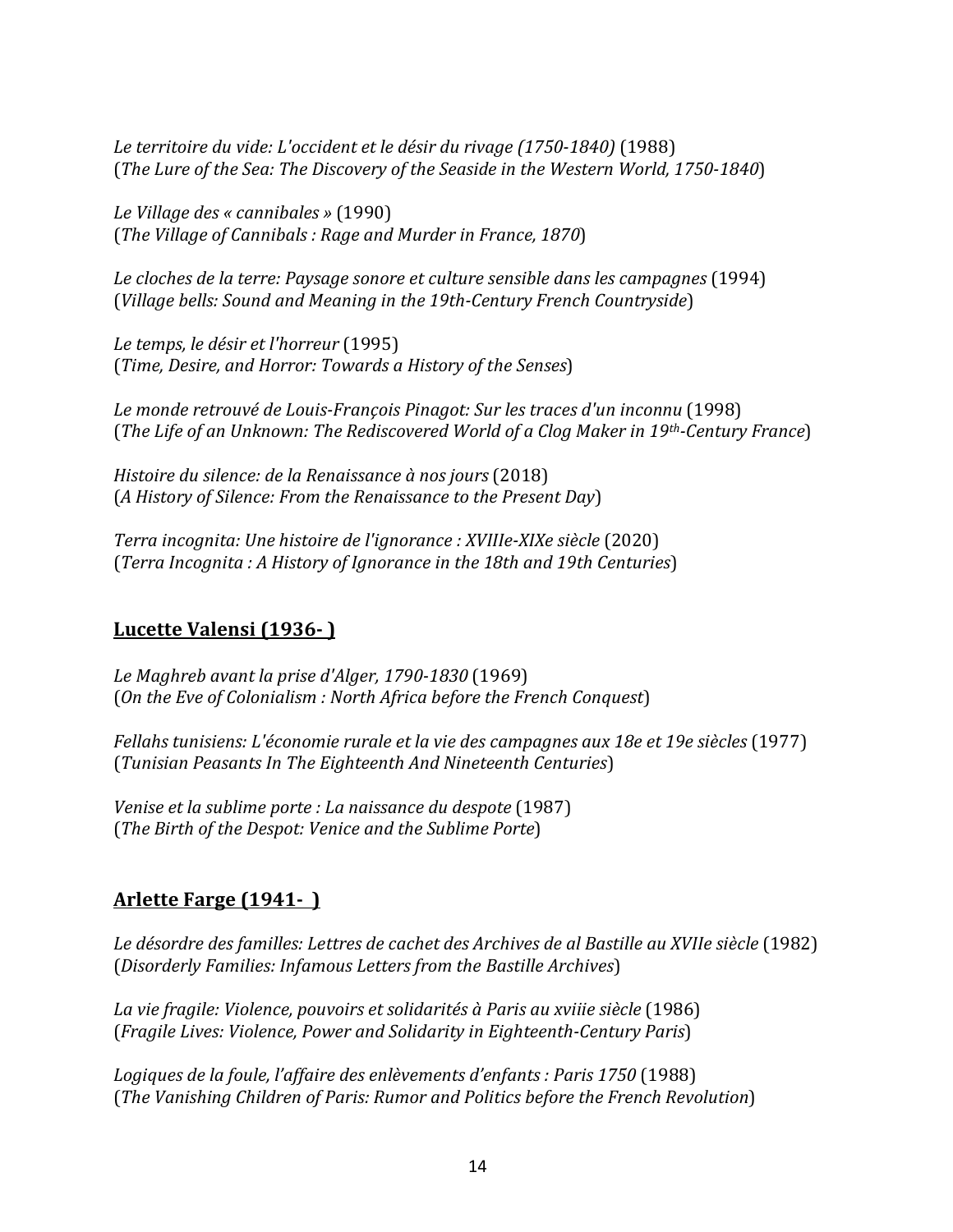*Le territoire du vide: L'occident et le désir du rivage (1750-1840)* (1988)
(*The Lure of the Sea: The Discovery of the Seaside in the Western World, 1750-1840*)

*Le Village des « cannibales »* (1990)
(*The Village of Cannibals : Rage and Murder in France, 1870*)

*Le cloches de la terre: Paysage sonore et culture sensible dans les campagnes* (1994)
(*Village bells: Sound and Meaning in the 19th-Century French Countryside*)

*Le temps, le désir et l'horreur* (1995)
(*Time, Desire, and Horror: Towards a History of the Senses*)

*Le monde retrouvé de Louis-François Pinagot: Sur les traces d'un inconnu* (1998)
(*The Life of an Unknown: The Rediscovered World of a Clog Maker in 19th-Century France*)

*Histoire du silence: de la Renaissance à nos jours* (2018)
(*A History of Silence: From the Renaissance to the Present Day*)

*Terra incognita: Une histoire de l'ignorance : XVIIIe-XIXe siècle* (2020)
(*Terra Incognita : A History of Ignorance in the 18th and 19th Centuries*)

## **Lucette Valensi (1936- )**

*Le Maghreb avant la prise d'Alger, 1790-1830* (1969)
(*On the Eve of Colonialism : North Africa before the French Conquest*)

*Fellahs tunisiens: L'économie rurale et la vie des campagnes aux 18e et 19e siècles* (1977)
(*Tunisian Peasants In The Eighteenth And Nineteenth Centuries*)

*Venise et la sublime porte : La naissance du despote* (1987)
(*The Birth of the Despot: Venice and the Sublime Porte*)

## **Arlette Farge (1941- )**

*Le désordre des familles: Lettres de cachet des Archives de al Bastille au XVIIe siècle* (1982)
(*Disorderly Families: Infamous Letters from the Bastille Archives*)

*La vie fragile: Violence, pouvoirs et solidarités à Paris au xviiie siècle* (1986)
(*Fragile Lives: Violence, Power and Solidarity in Eighteenth-Century Paris*)

*Logiques de la foule, l'affaire des enlèvements d'enfants : Paris 1750* (1988)
(*The Vanishing Children of Paris: Rumor and Politics before the French Revolution*)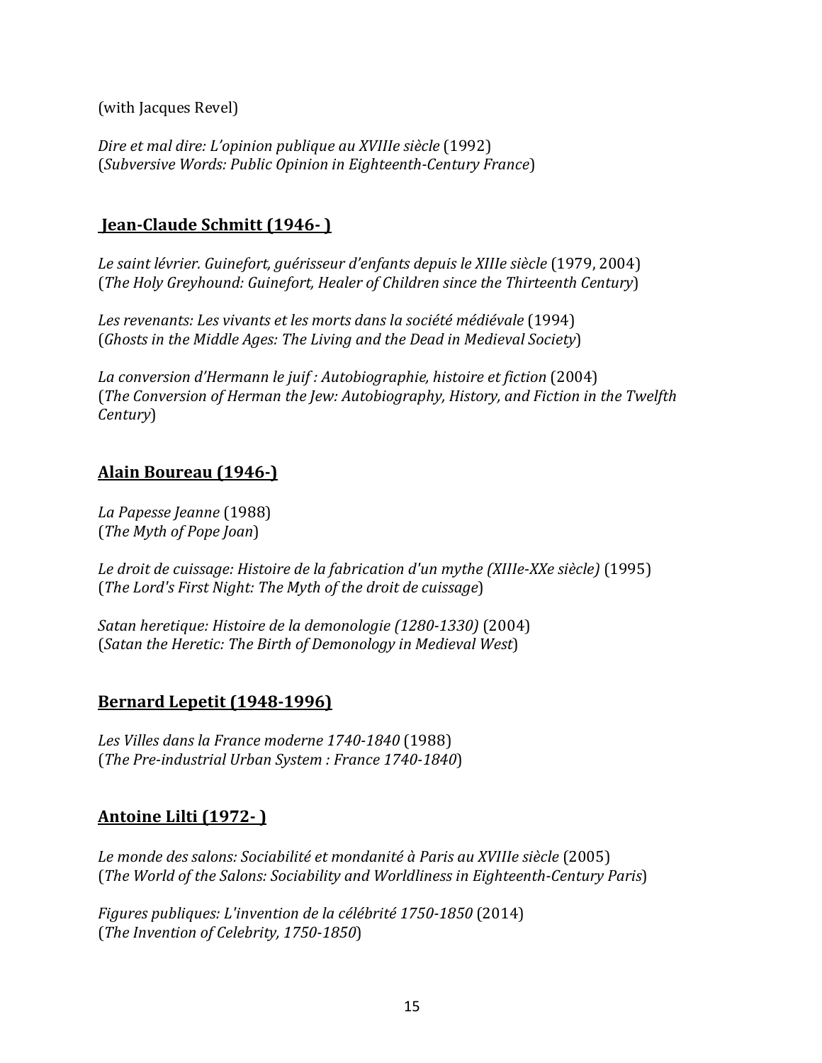(with Jacques Revel)

*Dire et mal dire: L'opinion publique au XVIIIe siècle* (1992)
(*Subversive Words: Public Opinion in Eighteenth-Century France*)

## Jean-Claude Schmitt (1946- )

*Le saint lévrier. Guinefort, guérisseur d'enfants depuis le XIIIe siècle* (1979, 2004)
(*The Holy Greyhound: Guinefort, Healer of Children since the Thirteenth Century*)

*Les revenants: Les vivants et les morts dans la société médiévale* (1994)
(*Ghosts in the Middle Ages: The Living and the Dead in Medieval Society*)

*La conversion d'Hermann le juif : Autobiographie, histoire et fiction* (2004)
(*The Conversion of Herman the Jew: Autobiography, History, and Fiction in the Twelfth Century*)

## Alain Boureau (1946-)

*La Papesse Jeanne* (1988)
(*The Myth of Pope Joan*)

*Le droit de cuissage: Histoire de la fabrication d'un mythe (XIIIe-XXe siècle)* (1995)
(*The Lord's First Night: The Myth of the droit de cuissage*)

*Satan heretique: Histoire de la demonologie (1280-1330)* (2004)
(*Satan the Heretic: The Birth of Demonology in Medieval West*)

## Bernard Lepetit (1948-1996)

*Les Villes dans la France moderne 1740-1840* (1988)
(*The Pre-industrial Urban System : France 1740-1840*)

## Antoine Lilti (1972- )

*Le monde des salons: Sociabilité et mondanité à Paris au XVIIIe siècle* (2005)
(*The World of the Salons: Sociability and Worldliness in Eighteenth-Century Paris*)

*Figures publiques: L'invention de la célébrité 1750-1850* (2014)
(*The Invention of Celebrity, 1750-1850*)